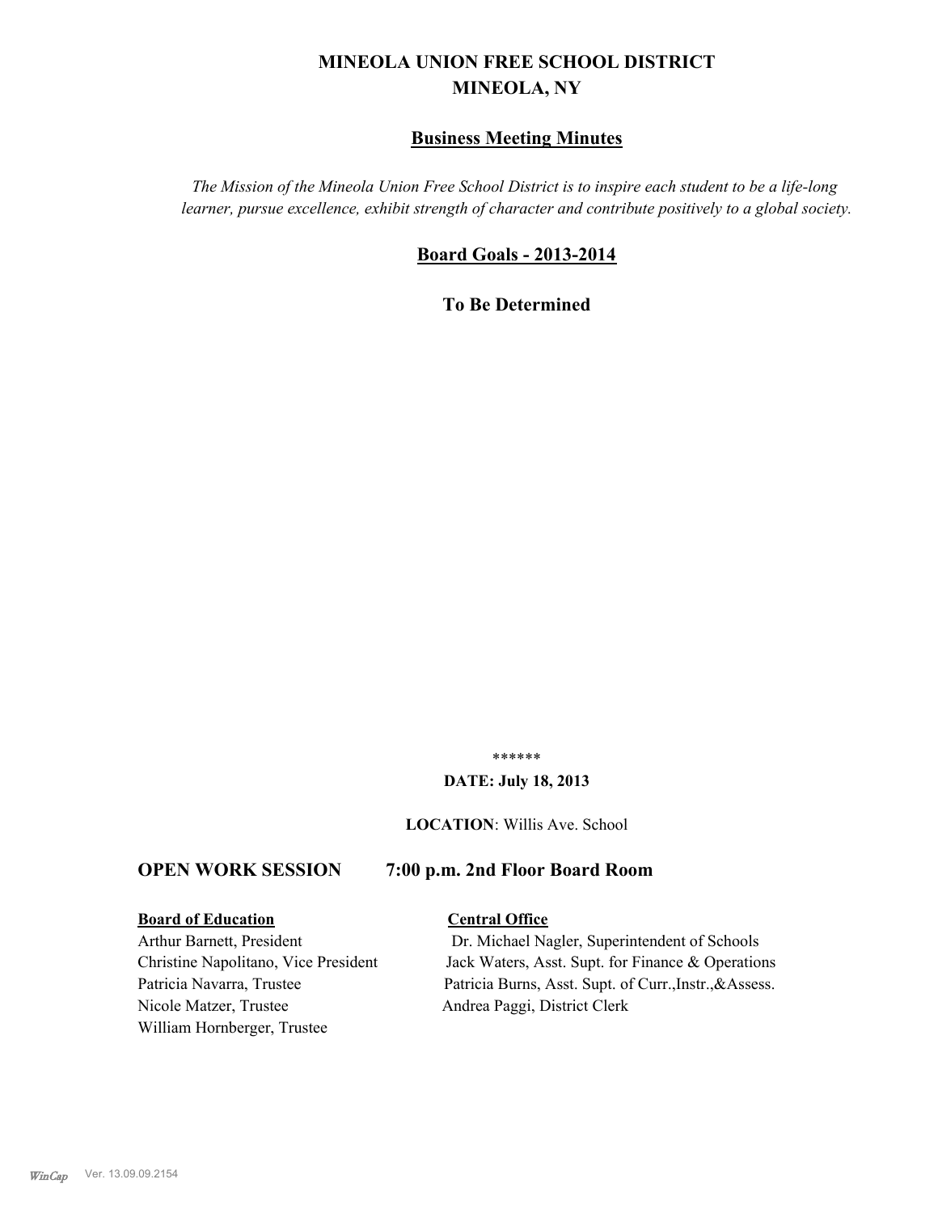# MINEOLA UNION FREE SCHOOL DISTRICT
# MINEOLA, NY

## Business Meeting Minutes

*The Mission of the Mineola Union Free School District is to inspire each student to be a life-long learner, pursue excellence, exhibit strength of character and contribute positively to a global society.*

## Board Goals - 2013-2014

**To Be Determined**

******

**DATE: July 18, 2013**

**LOCATION**: Willis Ave. School

## OPEN WORK SESSION 7:00 p.m. 2nd Floor Board Room

**Board of Education**

Arthur Barnett, President
Christine Napolitano, Vice President
Patricia Navarra, Trustee
Nicole Matzer, Trustee
William Hornberger, Trustee

**Central Office**

Dr. Michael Nagler, Superintendent of Schools
Jack Waters, Asst. Supt. for Finance & Operations
Patricia Burns, Asst. Supt. of Curr.,Instr.,&Assess.
Andrea Paggi, District Clerk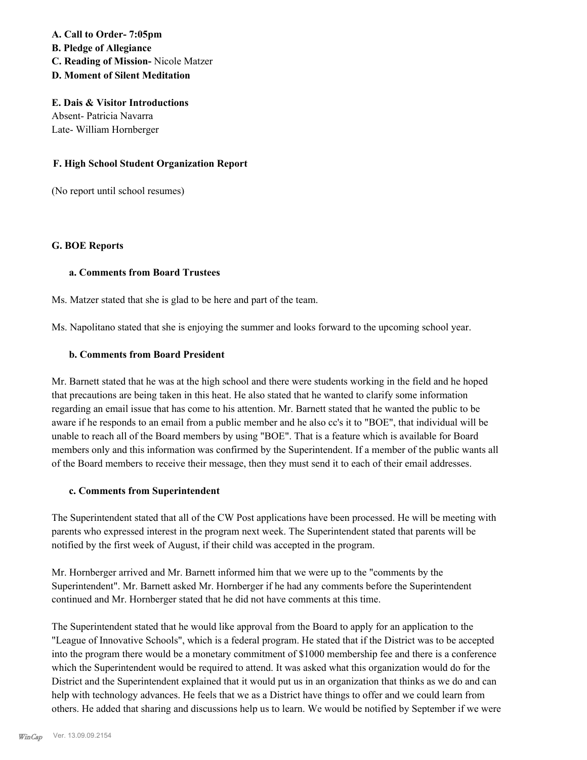**A. Call to Order- 7:05pm**
**B. Pledge of Allegiance**
**C. Reading of Mission-** Nicole Matzer
**D. Moment of Silent Meditation**

**E. Dais & Visitor Introductions**
Absent- Patricia Navarra
Late- William Hornberger

**F. High School Student Organization Report**

(No report until school resumes)

**G. BOE Reports**

**a. Comments from Board Trustees**

Ms. Matzer stated that she is glad to be here and part of the team.

Ms. Napolitano stated that she is enjoying the summer and looks forward to the upcoming school year.

**b. Comments from Board President**

Mr. Barnett stated that he was at the high school and there were students working in the field and he hoped that precautions are being taken in this heat. He also stated that he wanted to clarify some information regarding an email issue that has come to his attention. Mr. Barnett stated that he wanted the public to be aware if he responds to an email from a public member and he also cc's it to "BOE", that individual will be unable to reach all of the Board members by using "BOE". That is a feature which is available for Board members only and this information was confirmed by the Superintendent. If a member of the public wants all of the Board members to receive their message, then they must send it to each of their email addresses.

**c. Comments from Superintendent**

The Superintendent stated that all of the CW Post applications have been processed. He will be meeting with parents who expressed interest in the program next week. The Superintendent stated that parents will be notified by the first week of August, if their child was accepted in the program.

Mr. Hornberger arrived and Mr. Barnett informed him that we were up to the "comments by the Superintendent". Mr. Barnett asked Mr. Hornberger if he had any comments before the Superintendent continued and Mr. Hornberger stated that he did not have comments at this time.

The Superintendent stated that he would like approval from the Board to apply for an application to the "League of Innovative Schools", which is a federal program. He stated that if the District was to be accepted into the program there would be a monetary commitment of $1000 membership fee and there is a conference which the Superintendent would be required to attend. It was asked what this organization would do for the District and the Superintendent explained that it would put us in an organization that thinks as we do and can help with technology advances. He feels that we as a District have things to offer and we could learn from others. He added that sharing and discussions help us to learn. We would be notified by September if we were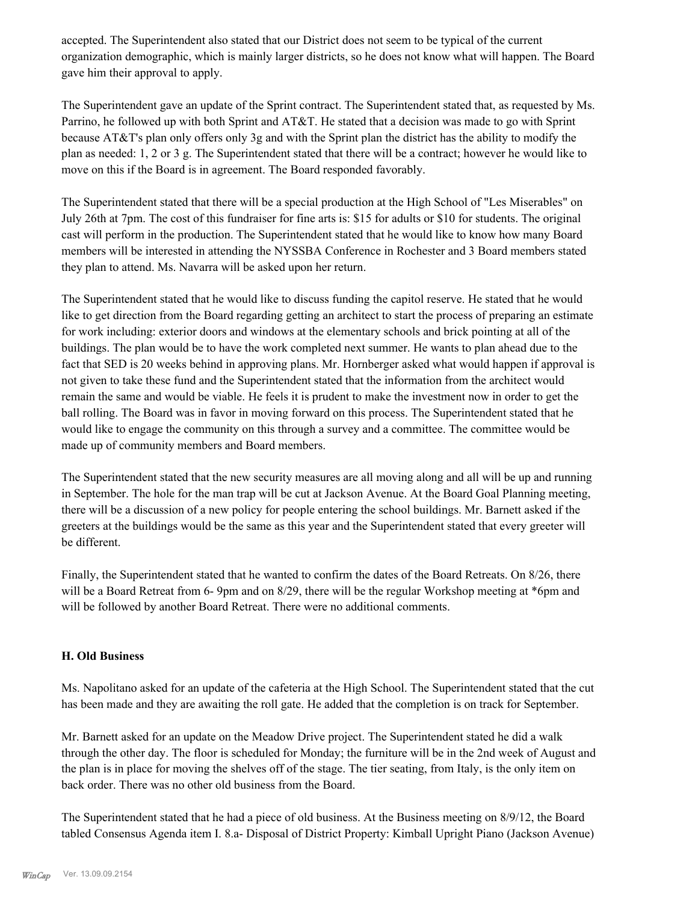accepted. The Superintendent also stated that our District does not seem to be typical of the current organization demographic, which is mainly larger districts, so he does not know what will happen. The Board gave him their approval to apply.

The Superintendent gave an update of the Sprint contract. The Superintendent stated that, as requested by Ms. Parrino, he followed up with both Sprint and AT&T. He stated that a decision was made to go with Sprint because AT&T's plan only offers only 3g and with the Sprint plan the district has the ability to modify the plan as needed: 1, 2 or 3 g. The Superintendent stated that there will be a contract; however he would like to move on this if the Board is in agreement. The Board responded favorably.

The Superintendent stated that there will be a special production at the High School of "Les Miserables" on July 26th at 7pm. The cost of this fundraiser for fine arts is: $15 for adults or $10 for students. The original cast will perform in the production. The Superintendent stated that he would like to know how many Board members will be interested in attending the NYSSBA Conference in Rochester and 3 Board members stated they plan to attend. Ms. Navarra will be asked upon her return.

The Superintendent stated that he would like to discuss funding the capitol reserve. He stated that he would like to get direction from the Board regarding getting an architect to start the process of preparing an estimate for work including: exterior doors and windows at the elementary schools and brick pointing at all of the buildings. The plan would be to have the work completed next summer. He wants to plan ahead due to the fact that SED is 20 weeks behind in approving plans. Mr. Hornberger asked what would happen if approval is not given to take these fund and the Superintendent stated that the information from the architect would remain the same and would be viable. He feels it is prudent to make the investment now in order to get the ball rolling. The Board was in favor in moving forward on this process. The Superintendent stated that he would like to engage the community on this through a survey and a committee. The committee would be made up of community members and Board members.

The Superintendent stated that the new security measures are all moving along and all will be up and running in September. The hole for the man trap will be cut at Jackson Avenue. At the Board Goal Planning meeting, there will be a discussion of a new policy for people entering the school buildings. Mr. Barnett asked if the greeters at the buildings would be the same as this year and the Superintendent stated that every greeter will be different.

Finally, the Superintendent stated that he wanted to confirm the dates of the Board Retreats. On 8/26, there will be a Board Retreat from 6- 9pm and on 8/29, there will be the regular Workshop meeting at *6pm and will be followed by another Board Retreat. There were no additional comments.

### H. Old Business

Ms. Napolitano asked for an update of the cafeteria at the High School. The Superintendent stated that the cut has been made and they are awaiting the roll gate. He added that the completion is on track for September.

Mr. Barnett asked for an update on the Meadow Drive project. The Superintendent stated he did a walk through the other day. The floor is scheduled for Monday; the furniture will be in the 2nd week of August and the plan is in place for moving the shelves off of the stage. The tier seating, from Italy, is the only item on back order. There was no other old business from the Board.

The Superintendent stated that he had a piece of old business. At the Business meeting on 8/9/12, the Board tabled Consensus Agenda item I. 8.a- Disposal of District Property: Kimball Upright Piano (Jackson Avenue)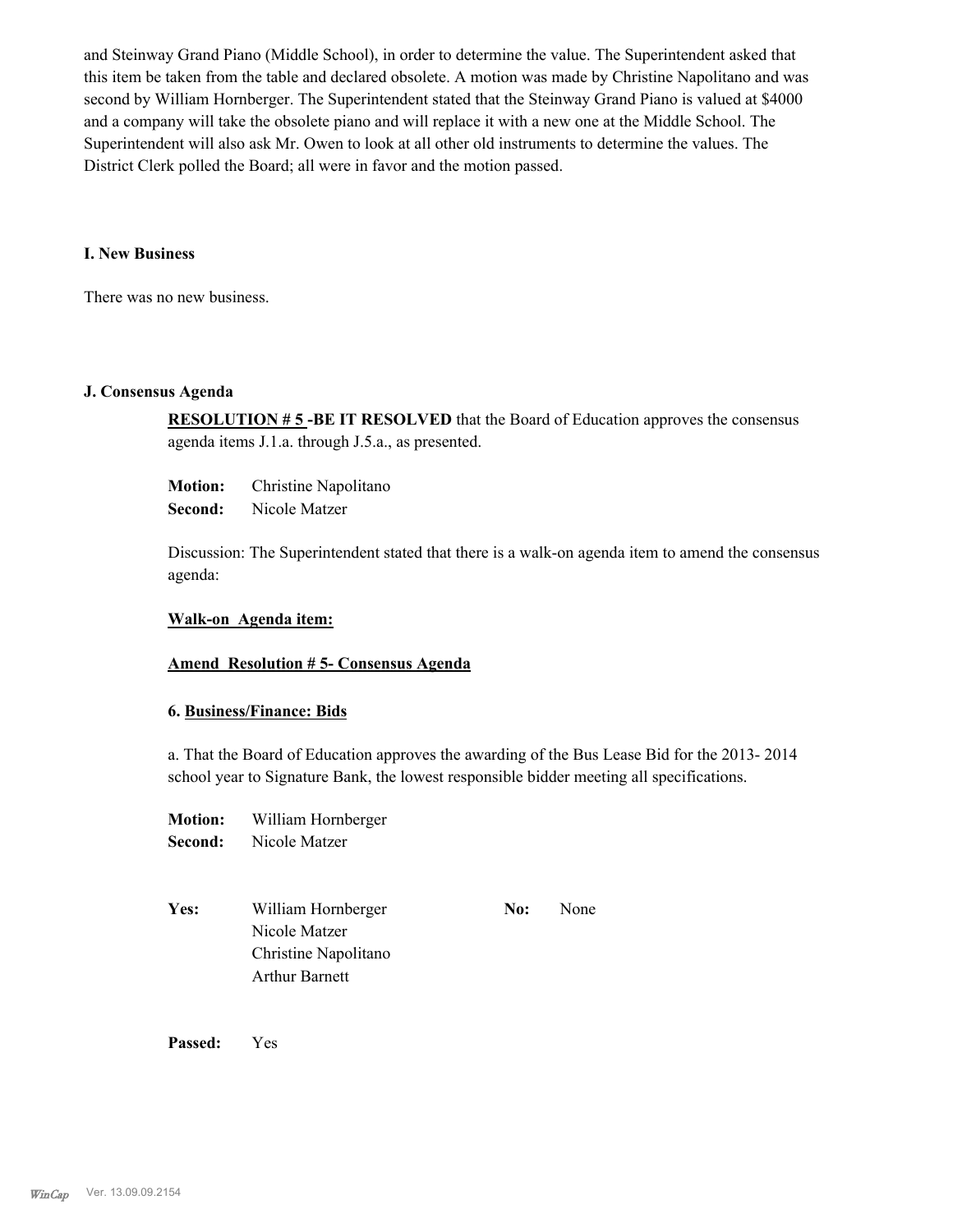and Steinway Grand Piano (Middle School), in order to determine the value. The Superintendent asked that this item be taken from the table and declared obsolete. A motion was made by Christine Napolitano and was second by William Hornberger. The Superintendent stated that the Steinway Grand Piano is valued at $4000 and a company will take the obsolete piano and will replace it with a new one at the Middle School. The Superintendent will also ask Mr. Owen to look at all other old instruments to determine the values. The District Clerk polled the Board; all were in favor and the motion passed.

**I. New Business**

There was no new business.

**J. Consensus Agenda**

**RESOLUTION # 5 -BE IT RESOLVED** that the Board of Education approves the consensus agenda items J.1.a. through J.5.a., as presented.

**Motion:** Christine Napolitano
**Second:** Nicole Matzer

Discussion: The Superintendent stated that there is a walk-on agenda item to amend the consensus agenda:

**Walk-on Agenda item:**

**Amend Resolution # 5- Consensus Agenda**

**6. Business/Finance: Bids**

a. That the Board of Education approves the awarding of the Bus Lease Bid for the 2013- 2014 school year to Signature Bank, the lowest responsible bidder meeting all specifications.

**Motion:** William Hornberger
**Second:** Nicole Matzer

**Yes:** William Hornberger
Nicole Matzer
Christine Napolitano
Arthur Barnett

**No:** None

**Passed:** Yes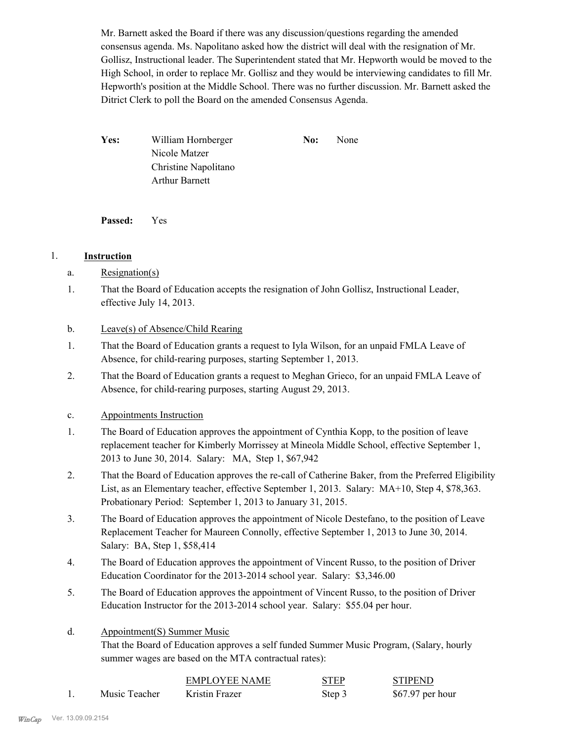Mr. Barnett asked the Board if there was any discussion/questions regarding the amended consensus agenda. Ms. Napolitano asked how the district will deal with the resignation of Mr. Gollisz, Instructional leader. The Superintendent stated that Mr. Hepworth would be moved to the High School, in order to replace Mr. Gollisz and they would be interviewing candidates to fill Mr. Hepworth's position at the Middle School. There was no further discussion. Mr. Barnett asked the Ditrict Clerk to poll the Board on the amended Consensus Agenda.

**Yes:** William Hornberger
Nicole Matzer
Christine Napolitano
Arthur Barnett

**No:** None

**Passed:** Yes

1. **Instruction**

a. Resignation(s)

1. That the Board of Education accepts the resignation of John Gollisz, Instructional Leader, effective July 14, 2013.

b. Leave(s) of Absence/Child Rearing

1. That the Board of Education grants a request to Iyla Wilson, for an unpaid FMLA Leave of Absence, for child-rearing purposes, starting September 1, 2013.
2. That the Board of Education grants a request to Meghan Grieco, for an unpaid FMLA Leave of Absence, for child-rearing purposes, starting August 29, 2013.

c. Appointments Instruction

1. The Board of Education approves the appointment of Cynthia Kopp, to the position of leave replacement teacher for Kimberly Morrissey at Mineola Middle School, effective September 1, 2013 to June 30, 2014. Salary: MA, Step 1, $67,942
2. That the Board of Education approves the re-call of Catherine Baker, from the Preferred Eligibility List, as an Elementary teacher, effective September 1, 2013. Salary: MA+10, Step 4, $78,363. Probationary Period: September 1, 2013 to January 31, 2015.
3. The Board of Education approves the appointment of Nicole Destefano, to the position of Leave Replacement Teacher for Maureen Connolly, effective September 1, 2013 to June 30, 2014. Salary: BA, Step 1, $58,414
4. The Board of Education approves the appointment of Vincent Russo, to the position of Driver Education Coordinator for the 2013-2014 school year. Salary: $3,346.00
5. The Board of Education approves the appointment of Vincent Russo, to the position of Driver Education Instructor for the 2013-2014 school year. Salary: $55.04 per hour.

d. Appointment(S) Summer Music

That the Board of Education approves a self funded Summer Music Program, (Salary, hourly summer wages are based on the MTA contractual rates):

| | | EMPLOYEE NAME | STEP | STIPEND |
|---|---|---|---|---|
| 1. | Music Teacher | Kristin Frazer | Step 3 | $67.97 per hour |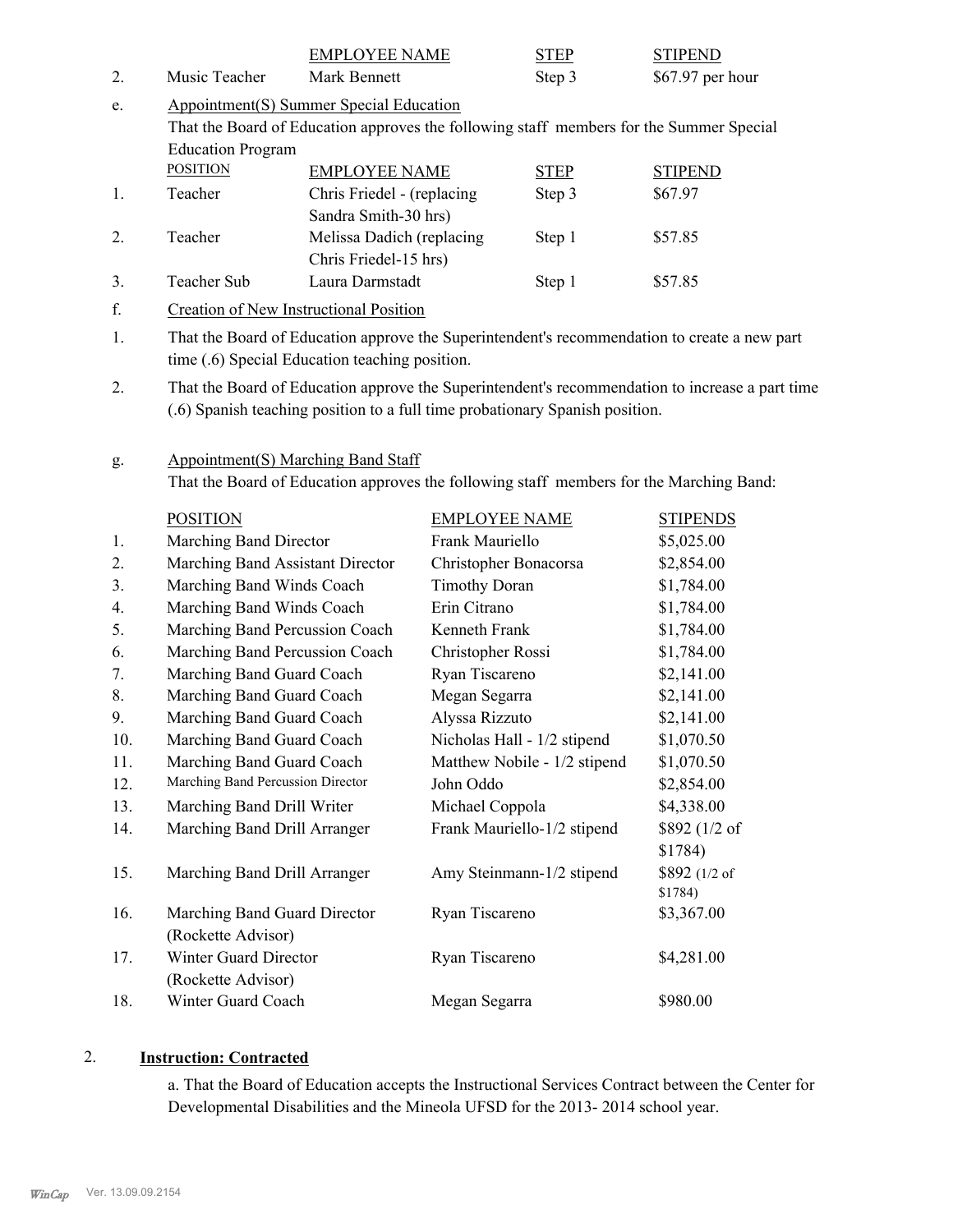| | | EMPLOYEE NAME | STEP | STIPEND |
|---|---|---|---|---|
| 2. | Music Teacher | Mark Bennett | Step 3 | $67.97 per hour |

e. Appointment(S) Summer Special Education

That the Board of Education approves the following staff members for the Summer Special Education Program

| | POSITION | EMPLOYEE NAME | STEP | STIPEND |
|---|---|---|---|---|
| 1. | Teacher | Chris Friedel - (replacing Sandra Smith-30 hrs) | Step 3 | $67.97 |
| 2. | Teacher | Melissa Dadich (replacing Chris Friedel-15 hrs) | Step 1 | $57.85 |
| 3. | Teacher Sub | Laura Darmstadt | Step 1 | $57.85 |

f. Creation of New Instructional Position

1. That the Board of Education approve the Superintendent's recommendation to create a new part time (.6) Special Education teaching position.

2. That the Board of Education approve the Superintendent's recommendation to increase a part time (.6) Spanish teaching position to a full time probationary Spanish position.

g. Appointment(S) Marching Band Staff

That the Board of Education approves the following staff members for the Marching Band:

| | POSITION | EMPLOYEE NAME | STIPENDS |
|---|---|---|---|
| 1. | Marching Band Director | Frank Mauriello | $5,025.00 |
| 2. | Marching Band Assistant Director | Christopher Bonacorsa | $2,854.00 |
| 3. | Marching Band Winds Coach | Timothy Doran | $1,784.00 |
| 4. | Marching Band Winds Coach | Erin Citrano | $1,784.00 |
| 5. | Marching Band Percussion Coach | Kenneth Frank | $1,784.00 |
| 6. | Marching Band Percussion Coach | Christopher Rossi | $1,784.00 |
| 7. | Marching Band Guard Coach | Ryan Tiscareno | $2,141.00 |
| 8. | Marching Band Guard Coach | Megan Segarra | $2,141.00 |
| 9. | Marching Band Guard Coach | Alyssa Rizzuto | $2,141.00 |
| 10. | Marching Band Guard Coach | Nicholas Hall - 1/2 stipend | $1,070.50 |
| 11. | Marching Band Guard Coach | Matthew Nobile - 1/2 stipend | $1,070.50 |
| 12. | Marching Band Percussion Director | John Oddo | $2,854.00 |
| 13. | Marching Band Drill Writer | Michael Coppola | $4,338.00 |
| 14. | Marching Band Drill Arranger | Frank Mauriello-1/2 stipend | $892 (1/2 of $1784) |
| 15. | Marching Band Drill Arranger | Amy Steinmann-1/2 stipend | $892 (1/2 of $1784) |
| 16. | Marching Band Guard Director (Rockette Advisor) | Ryan Tiscareno | $3,367.00 |
| 17. | Winter Guard Director (Rockette Advisor) | Ryan Tiscareno | $4,281.00 |
| 18. | Winter Guard Coach | Megan Segarra | $980.00 |

2. **Instruction: Contracted**

a. That the Board of Education accepts the Instructional Services Contract between the Center for Developmental Disabilities and the Mineola UFSD for the 2013- 2014 school year.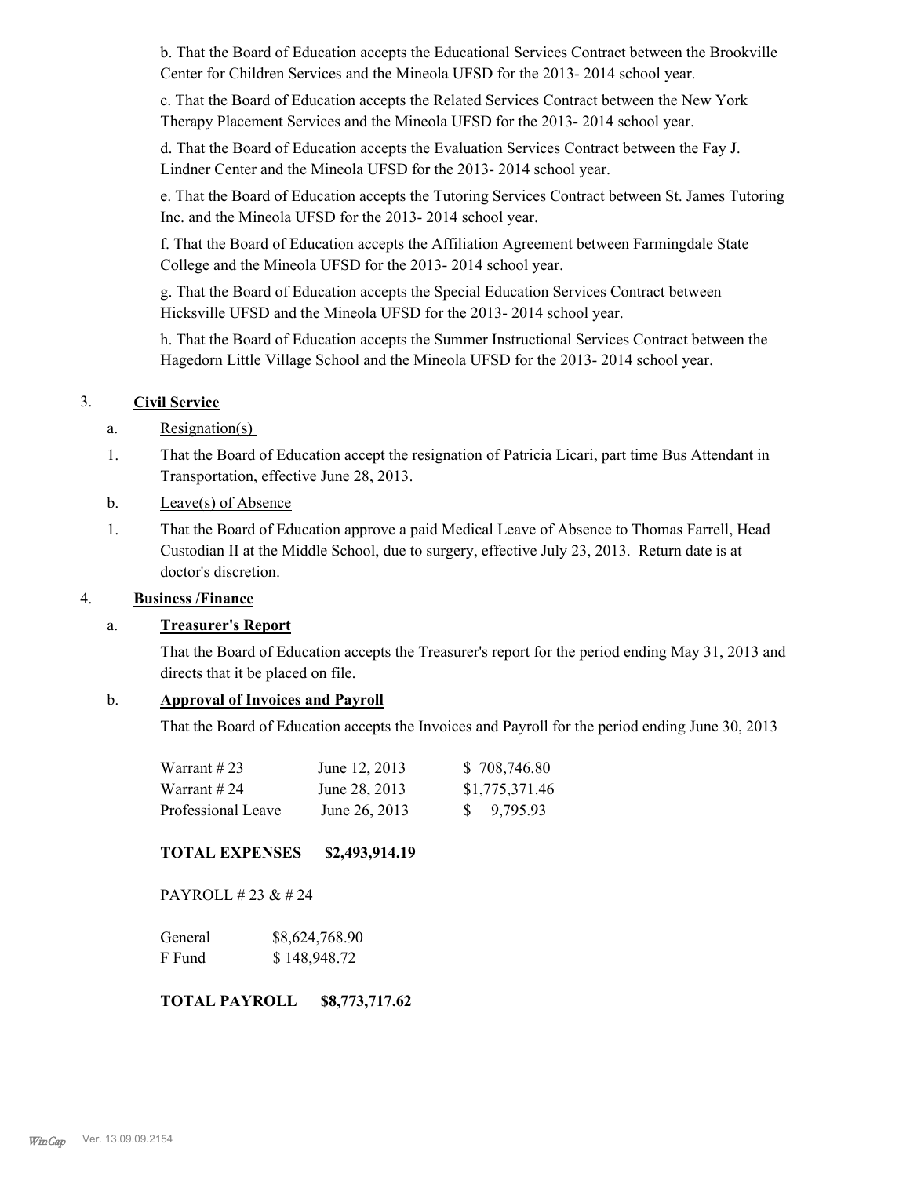b. That the Board of Education accepts the Educational Services Contract between the Brookville Center for Children Services and the Mineola UFSD for the 2013- 2014 school year.

c. That the Board of Education accepts the Related Services Contract between the New York Therapy Placement Services and the Mineola UFSD for the 2013- 2014 school year.

d. That the Board of Education accepts the Evaluation Services Contract between the Fay J. Lindner Center and the Mineola UFSD for the 2013- 2014 school year.

e. That the Board of Education accepts the Tutoring Services Contract between St. James Tutoring Inc. and the Mineola UFSD for the 2013- 2014 school year.

f. That the Board of Education accepts the Affiliation Agreement between Farmingdale State College and the Mineola UFSD for the 2013- 2014 school year.

g. That the Board of Education accepts the Special Education Services Contract between Hicksville UFSD and the Mineola UFSD for the 2013- 2014 school year.

h. That the Board of Education accepts the Summer Instructional Services Contract between the Hagedorn Little Village School and the Mineola UFSD for the 2013- 2014 school year.

3. **Civil Service**

a. Resignation(s)

1. That the Board of Education accept the resignation of Patricia Licari, part time Bus Attendant in Transportation, effective June 28, 2013.

b. Leave(s) of Absence

1. That the Board of Education approve a paid Medical Leave of Absence to Thomas Farrell, Head Custodian II at the Middle School, due to surgery, effective July 23, 2013. Return date is at doctor's discretion.

4. **Business /Finance**

a. **Treasurer's Report**

That the Board of Education accepts the Treasurer's report for the period ending May 31, 2013 and directs that it be placed on file.

b. **Approval of Invoices and Payroll**

That the Board of Education accepts the Invoices and Payroll for the period ending June 30, 2013

| | | |
|---|---|---|
| Warrant # 23 | June 12, 2013 | $ 708,746.80 |
| Warrant # 24 | June 28, 2013 | $1,775,371.46 |
| Professional Leave | June 26, 2013 | $ 9,795.93 |

**TOTAL EXPENSES $2,493,914.19**

PAYROLL # 23 & # 24

| | |
|---|---|
| General | $8,624,768.90 |
| F Fund | $ 148,948.72 |

**TOTAL PAYROLL $8,773,717.62**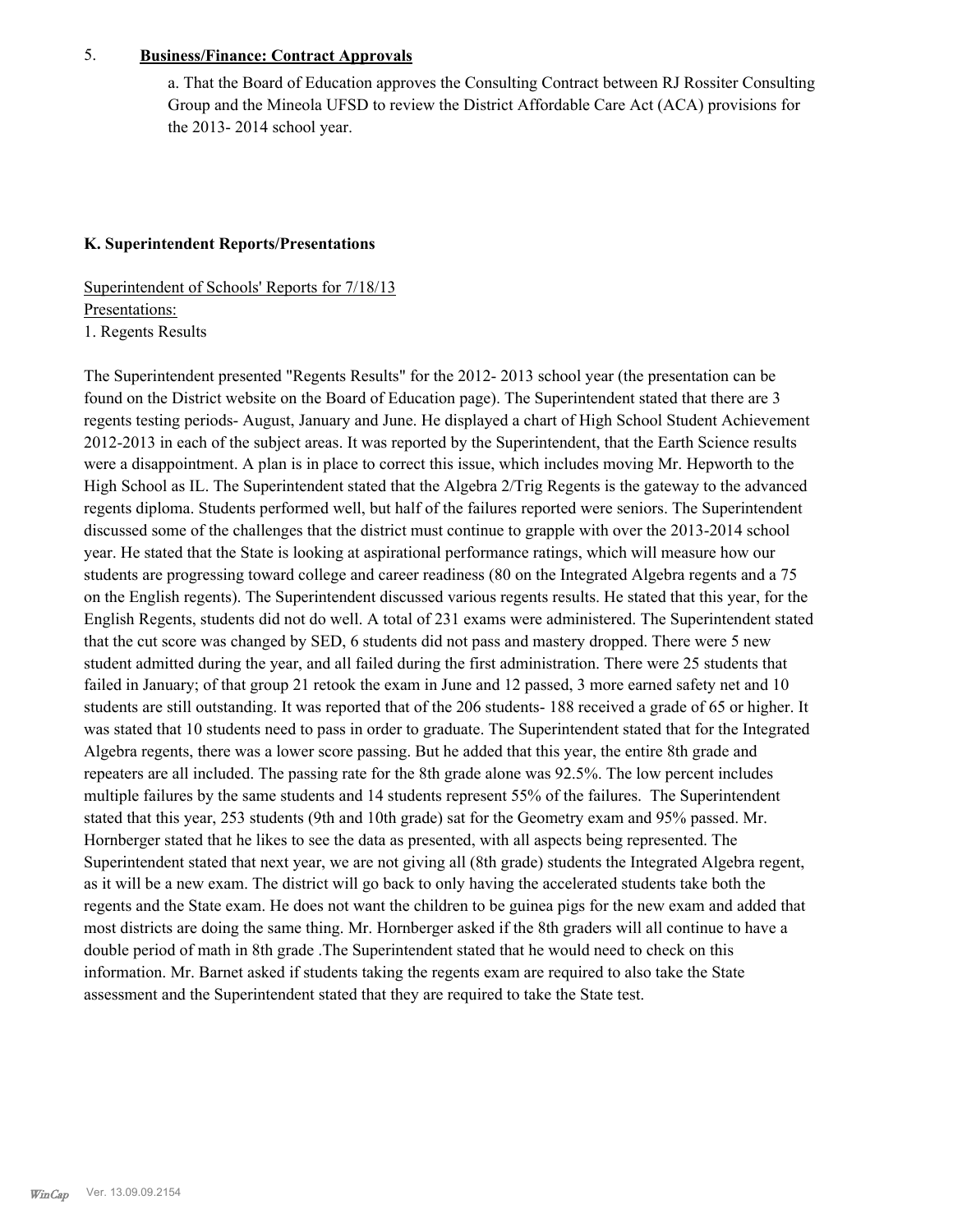5. **Business/Finance: Contract Approvals**

a. That the Board of Education approves the Consulting Contract between RJ Rossiter Consulting Group and the Mineola UFSD to review the District Affordable Care Act (ACA) provisions for the 2013- 2014 school year.

### K. Superintendent Reports/Presentations

Superintendent of Schools' Reports for 7/18/13
Presentations:
1. Regents Results

The Superintendent presented "Regents Results" for the 2012- 2013 school year (the presentation can be found on the District website on the Board of Education page). The Superintendent stated that there are 3 regents testing periods- August, January and June. He displayed a chart of High School Student Achievement 2012-2013 in each of the subject areas. It was reported by the Superintendent, that the Earth Science results were a disappointment. A plan is in place to correct this issue, which includes moving Mr. Hepworth to the High School as IL. The Superintendent stated that the Algebra 2/Trig Regents is the gateway to the advanced regents diploma. Students performed well, but half of the failures reported were seniors. The Superintendent discussed some of the challenges that the district must continue to grapple with over the 2013-2014 school year. He stated that the State is looking at aspirational performance ratings, which will measure how our students are progressing toward college and career readiness (80 on the Integrated Algebra regents and a 75 on the English regents). The Superintendent discussed various regents results. He stated that this year, for the English Regents, students did not do well. A total of 231 exams were administered. The Superintendent stated that the cut score was changed by SED, 6 students did not pass and mastery dropped. There were 5 new student admitted during the year, and all failed during the first administration. There were 25 students that failed in January; of that group 21 retook the exam in June and 12 passed, 3 more earned safety net and 10 students are still outstanding. It was reported that of the 206 students- 188 received a grade of 65 or higher. It was stated that 10 students need to pass in order to graduate. The Superintendent stated that for the Integrated Algebra regents, there was a lower score passing. But he added that this year, the entire 8th grade and repeaters are all included. The passing rate for the 8th grade alone was 92.5%. The low percent includes multiple failures by the same students and 14 students represent 55% of the failures. The Superintendent stated that this year, 253 students (9th and 10th grade) sat for the Geometry exam and 95% passed. Mr. Hornberger stated that he likes to see the data as presented, with all aspects being represented. The Superintendent stated that next year, we are not giving all (8th grade) students the Integrated Algebra regent, as it will be a new exam. The district will go back to only having the accelerated students take both the regents and the State exam. He does not want the children to be guinea pigs for the new exam and added that most districts are doing the same thing. Mr. Hornberger asked if the 8th graders will all continue to have a double period of math in 8th grade .The Superintendent stated that he would need to check on this information. Mr. Barnet asked if students taking the regents exam are required to also take the State assessment and the Superintendent stated that they are required to take the State test.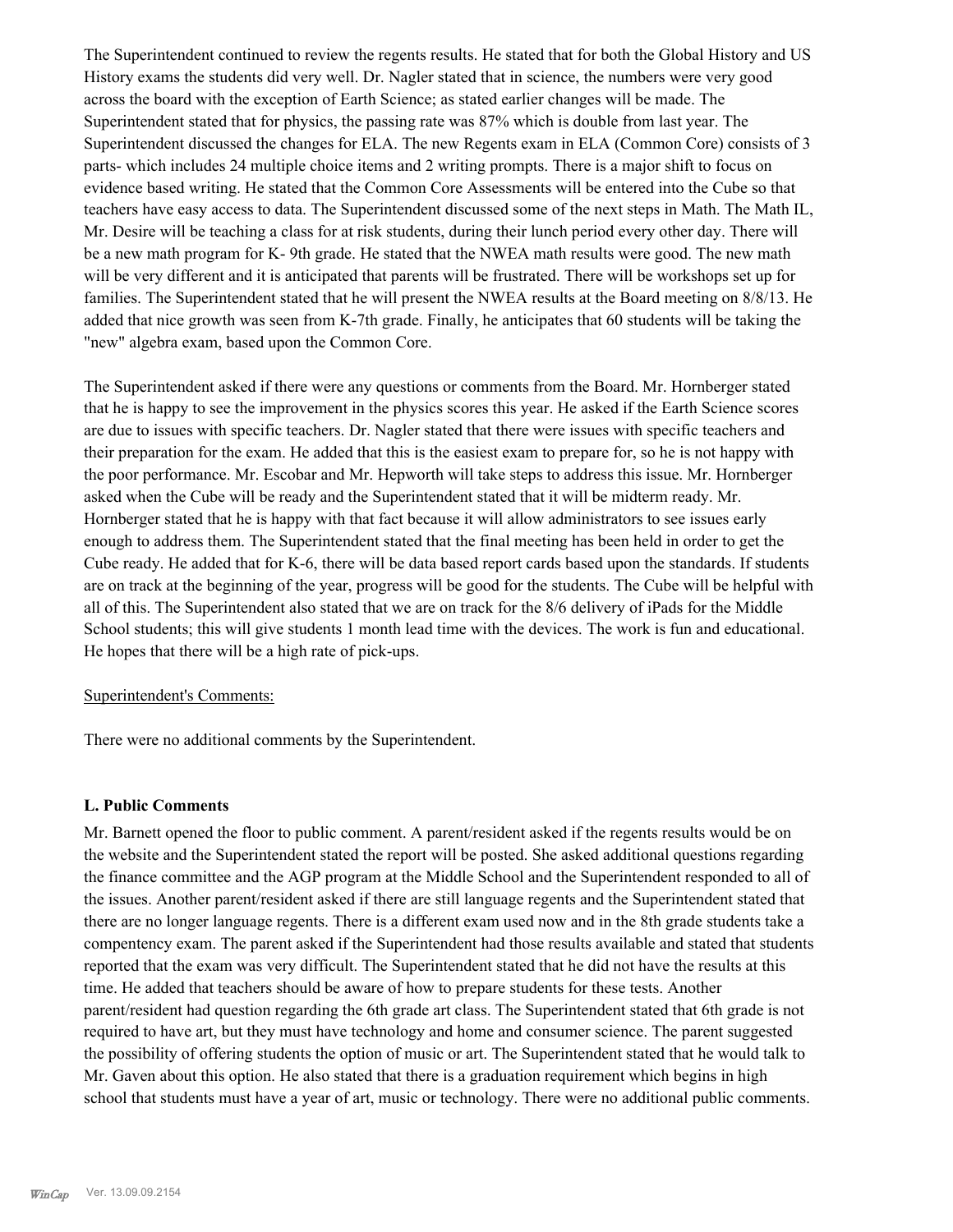The Superintendent continued to review the regents results. He stated that for both the Global History and US History exams the students did very well. Dr. Nagler stated that in science, the numbers were very good across the board with the exception of Earth Science; as stated earlier changes will be made. The Superintendent stated that for physics, the passing rate was 87% which is double from last year. The Superintendent discussed the changes for ELA. The new Regents exam in ELA (Common Core) consists of 3 parts- which includes 24 multiple choice items and 2 writing prompts. There is a major shift to focus on evidence based writing. He stated that the Common Core Assessments will be entered into the Cube so that teachers have easy access to data. The Superintendent discussed some of the next steps in Math. The Math IL, Mr. Desire will be teaching a class for at risk students, during their lunch period every other day. There will be a new math program for K- 9th grade. He stated that the NWEA math results were good. The new math will be very different and it is anticipated that parents will be frustrated. There will be workshops set up for families. The Superintendent stated that he will present the NWEA results at the Board meeting on 8/8/13. He added that nice growth was seen from K-7th grade. Finally, he anticipates that 60 students will be taking the "new" algebra exam, based upon the Common Core.

The Superintendent asked if there were any questions or comments from the Board. Mr. Hornberger stated that he is happy to see the improvement in the physics scores this year. He asked if the Earth Science scores are due to issues with specific teachers. Dr. Nagler stated that there were issues with specific teachers and their preparation for the exam. He added that this is the easiest exam to prepare for, so he is not happy with the poor performance. Mr. Escobar and Mr. Hepworth will take steps to address this issue. Mr. Hornberger asked when the Cube will be ready and the Superintendent stated that it will be midterm ready. Mr. Hornberger stated that he is happy with that fact because it will allow administrators to see issues early enough to address them. The Superintendent stated that the final meeting has been held in order to get the Cube ready. He added that for K-6, there will be data based report cards based upon the standards. If students are on track at the beginning of the year, progress will be good for the students. The Cube will be helpful with all of this. The Superintendent also stated that we are on track for the 8/6 delivery of iPads for the Middle School students; this will give students 1 month lead time with the devices. The work is fun and educational. He hopes that there will be a high rate of pick-ups.

Superintendent's Comments:

There were no additional comments by the Superintendent.

### L. Public Comments

Mr. Barnett opened the floor to public comment. A parent/resident asked if the regents results would be on the website and the Superintendent stated the report will be posted. She asked additional questions regarding the finance committee and the AGP program at the Middle School and the Superintendent responded to all of the issues. Another parent/resident asked if there are still language regents and the Superintendent stated that there are no longer language regents. There is a different exam used now and in the 8th grade students take a compentency exam. The parent asked if the Superintendent had those results available and stated that students reported that the exam was very difficult. The Superintendent stated that he did not have the results at this time. He added that teachers should be aware of how to prepare students for these tests. Another parent/resident had question regarding the 6th grade art class. The Superintendent stated that 6th grade is not required to have art, but they must have technology and home and consumer science. The parent suggested the possibility of offering students the option of music or art. The Superintendent stated that he would talk to Mr. Gaven about this option. He also stated that there is a graduation requirement which begins in high school that students must have a year of art, music or technology. There were no additional public comments.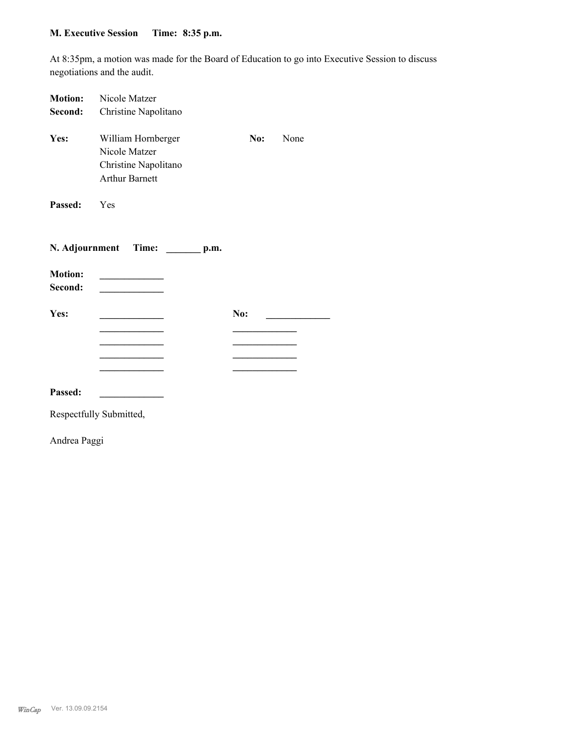**M. Executive Session Time: 8:35 p.m.**

At 8:35pm, a motion was made for the Board of Education to go into Executive Session to discuss negotiations and the audit.

**Motion:** Nicole Matzer
**Second:** Christine Napolitano

**Yes:** William Hornberger
Nicole Matzer
Christine Napolitano
Arthur Barnett

**No:** None

**Passed:** Yes

**N. Adjournment Time: _______ p.m.**

**Motion:** _____________
**Second:** _____________

**Yes:** _____________
_____________
_____________
_____________
_____________

**No:** _____________
_____________
_____________
_____________
_____________

**Passed:** _____________

Respectfully Submitted,

Andrea Paggi